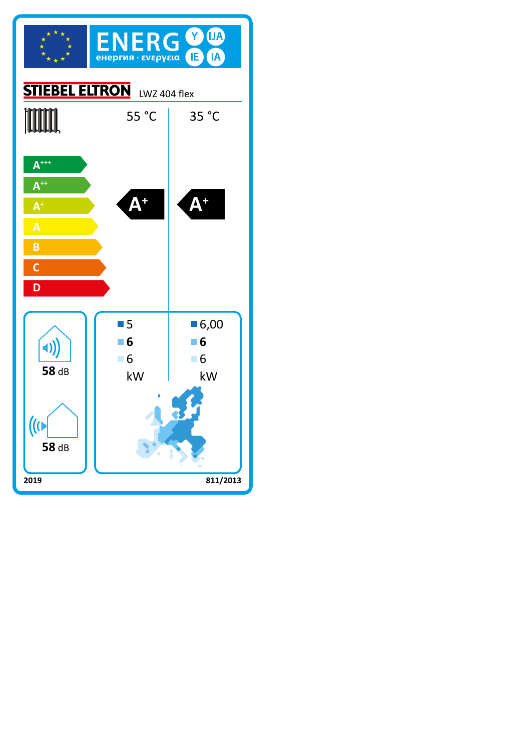# ENERG Y IJA IE IA

енергия · ενεργεια

**STIEBEL ELTRON** LWZ 404 flex

| | 55 °C | 35 °C |
|---|---|---|
| Energy class | A+ | A+ |

Energy efficiency scale: A+++, A++, A+, A, B, C, D

| | 55 °C | 35 °C |
|---|---|---|
| ■ (colder climate) | 5 | 6,00 |
| ■ (average climate) | **6** | **6** |
| ■ (warmer climate) | 6 | 6 |
| | kW | kW |

Indoor: **58** dB

Outdoor: **58** dB

2019

811/2013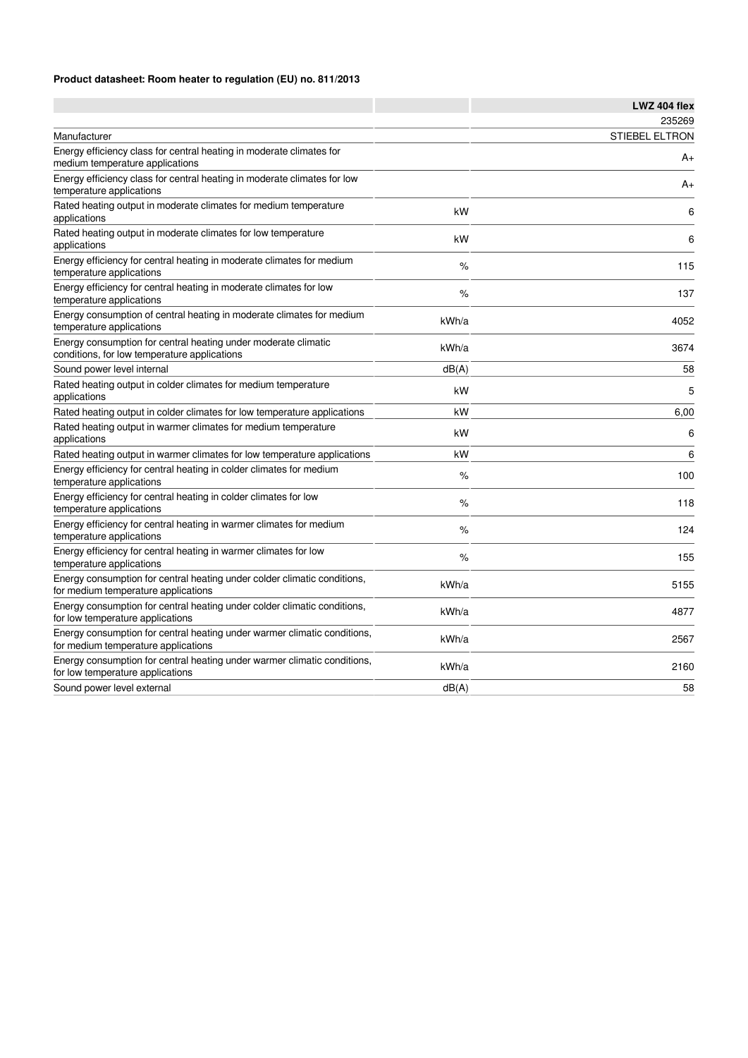**Product datasheet: Room heater to regulation (EU) no. 811/2013**

| | | LWZ 404 flex |
|---|---|---|
| | | 235269 |
| Manufacturer | | STIEBEL ELTRON |
| Energy efficiency class for central heating in moderate climates for medium temperature applications | | A+ |
| Energy efficiency class for central heating in moderate climates for low temperature applications | | A+ |
| Rated heating output in moderate climates for medium temperature applications | kW | 6 |
| Rated heating output in moderate climates for low temperature applications | kW | 6 |
| Energy efficiency for central heating in moderate climates for medium temperature applications | % | 115 |
| Energy efficiency for central heating in moderate climates for low temperature applications | % | 137 |
| Energy consumption of central heating in moderate climates for medium temperature applications | kWh/a | 4052 |
| Energy consumption for central heating under moderate climatic conditions, for low temperature applications | kWh/a | 3674 |
| Sound power level internal | dB(A) | 58 |
| Rated heating output in colder climates for medium temperature applications | kW | 5 |
| Rated heating output in colder climates for low temperature applications | kW | 6,00 |
| Rated heating output in warmer climates for medium temperature applications | kW | 6 |
| Rated heating output in warmer climates for low temperature applications | kW | 6 |
| Energy efficiency for central heating in colder climates for medium temperature applications | % | 100 |
| Energy efficiency for central heating in colder climates for low temperature applications | % | 118 |
| Energy efficiency for central heating in warmer climates for medium temperature applications | % | 124 |
| Energy efficiency for central heating in warmer climates for low temperature applications | % | 155 |
| Energy consumption for central heating under colder climatic conditions, for medium temperature applications | kWh/a | 5155 |
| Energy consumption for central heating under colder climatic conditions, for low temperature applications | kWh/a | 4877 |
| Energy consumption for central heating under warmer climatic conditions, for medium temperature applications | kWh/a | 2567 |
| Energy consumption for central heating under warmer climatic conditions, for low temperature applications | kWh/a | 2160 |
| Sound power level external | dB(A) | 58 |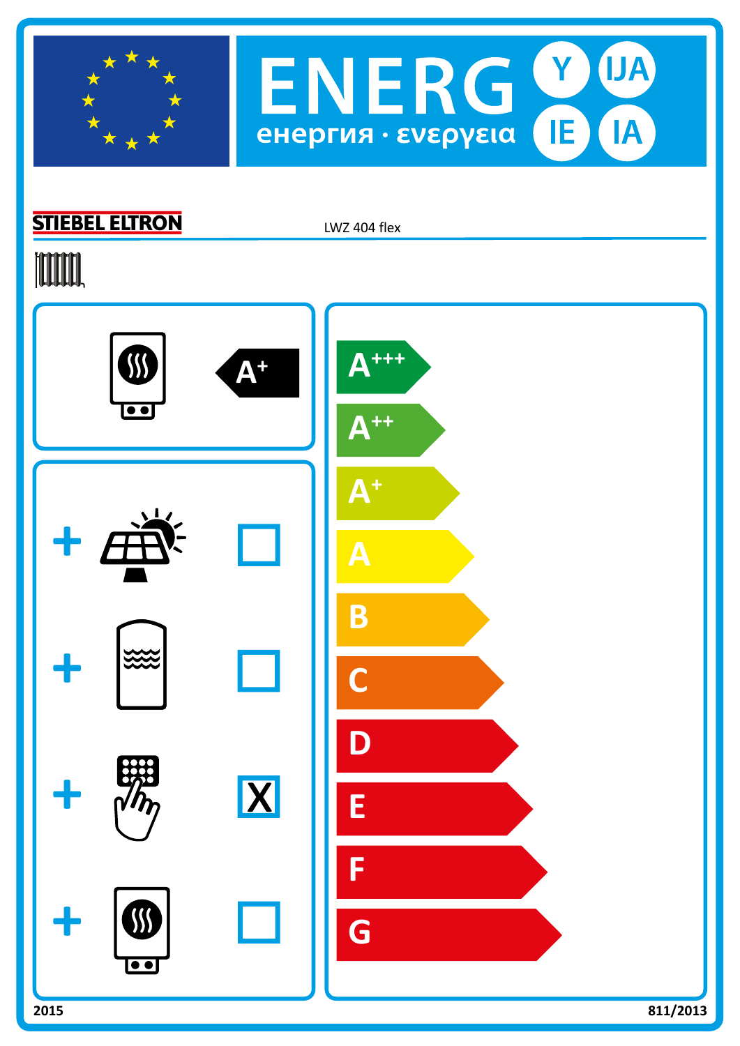# ENERG Y IJA IE IA

енергия · ενέργεια

**STIEBEL ELTRON** LWZ 404 flex

A+

| | | |
|---|---|---|
| + | | ☐ |
| + | | ☐ |
| + | | X |
| + | | ☐ |

A+++

A++

A+

A

B

C

D

E

F

G

2015

811/2013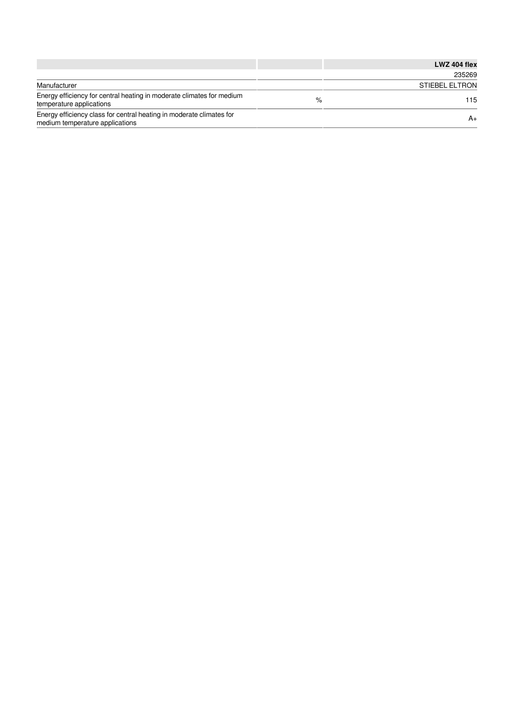| | | LWZ 404 flex |
|---|---|---|
| | | 235269 |
| Manufacturer | | STIEBEL ELTRON |
| Energy efficiency for central heating in moderate climates for medium temperature applications | % | 115 |
| Energy efficiency class for central heating in moderate climates for medium temperature applications | | A+ |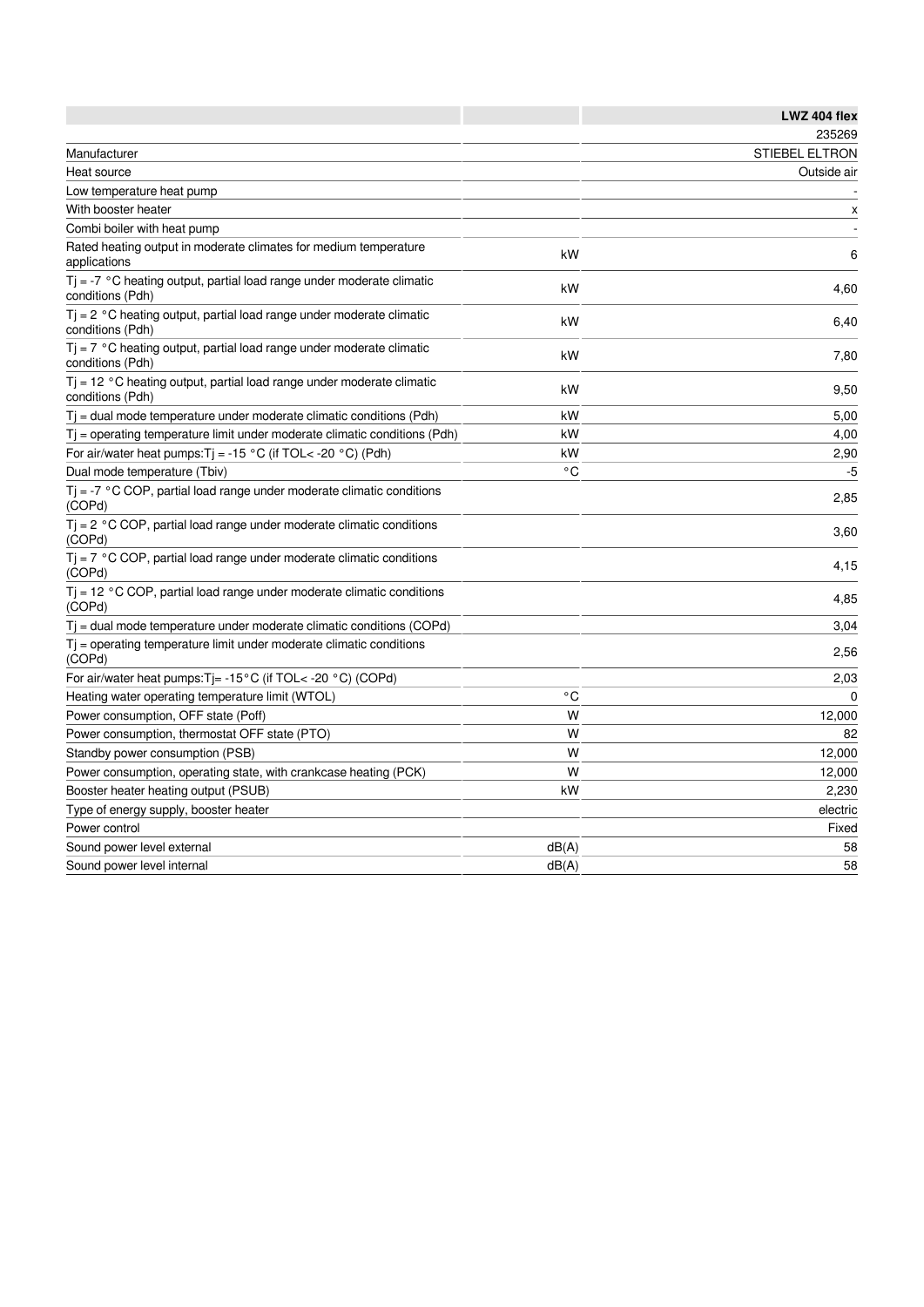| | | LWZ 404 flex |
|---|---|---|
| | | 235269 |
| Manufacturer | | STIEBEL ELTRON |
| Heat source | | Outside air |
| Low temperature heat pump | | - |
| With booster heater | | x |
| Combi boiler with heat pump | | - |
| Rated heating output in moderate climates for medium temperature applications | kW | 6 |
| Tj = -7 °C heating output, partial load range under moderate climatic conditions (Pdh) | kW | 4,60 |
| Tj = 2 °C heating output, partial load range under moderate climatic conditions (Pdh) | kW | 6,40 |
| Tj = 7 °C heating output, partial load range under moderate climatic conditions (Pdh) | kW | 7,80 |
| Tj = 12 °C heating output, partial load range under moderate climatic conditions (Pdh) | kW | 9,50 |
| Tj = dual mode temperature under moderate climatic conditions (Pdh) | kW | 5,00 |
| Tj = operating temperature limit under moderate climatic conditions (Pdh) | kW | 4,00 |
| For air/water heat pumps:Tj = -15 °C (if TOL< -20 °C) (Pdh) | kW | 2,90 |
| Dual mode temperature (Tbiv) | °C | -5 |
| Tj = -7 °C COP, partial load range under moderate climatic conditions (COPd) | | 2,85 |
| Tj = 2 °C COP, partial load range under moderate climatic conditions (COPd) | | 3,60 |
| Tj = 7 °C COP, partial load range under moderate climatic conditions (COPd) | | 4,15 |
| Tj = 12 °C COP, partial load range under moderate climatic conditions (COPd) | | 4,85 |
| Tj = dual mode temperature under moderate climatic conditions (COPd) | | 3,04 |
| Tj = operating temperature limit under moderate climatic conditions (COPd) | | 2,56 |
| For air/water heat pumps:Tj= -15°C (if TOL< -20 °C) (COPd) | | 2,03 |
| Heating water operating temperature limit (WTOL) | °C | 0 |
| Power consumption, OFF state (Poff) | W | 12,000 |
| Power consumption, thermostat OFF state (PTO) | W | 82 |
| Standby power consumption (PSB) | W | 12,000 |
| Power consumption, operating state, with crankcase heating (PCK) | W | 12,000 |
| Booster heater heating output (PSUB) | kW | 2,230 |
| Type of energy supply, booster heater | | electric |
| Power control | | Fixed |
| Sound power level external | dB(A) | 58 |
| Sound power level internal | dB(A) | 58 |